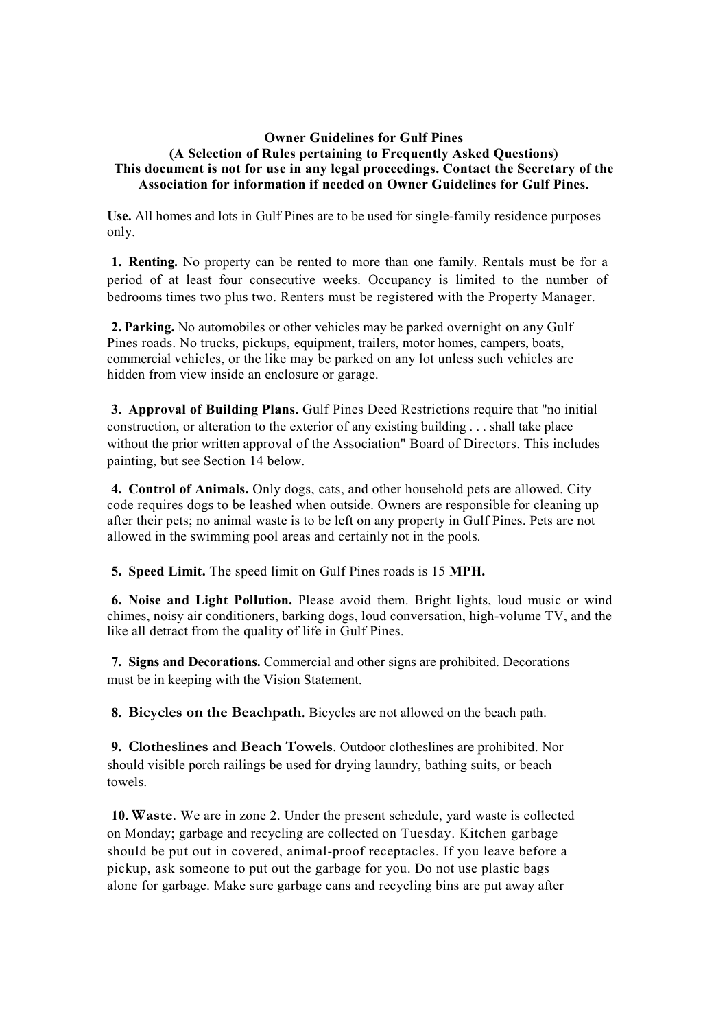**Owner Guidelines for Gulf Pines**
**(A Selection of Rules pertaining to Frequently Asked Questions)**
**This document is not for use in any legal proceedings. Contact the Secretary of the Association for information if needed on Owner Guidelines for Gulf Pines.**

**Use.** All homes and lots in Gulf Pines are to be used for single-family residence purposes only.

**1. Renting.** No property can be rented to more than one family. Rentals must be for a period of at least four consecutive weeks. Occupancy is limited to the number of bedrooms times two plus two. Renters must be registered with the Property Manager.

**2. Parking.** No automobiles or other vehicles may be parked overnight on any Gulf Pines roads. No trucks, pickups, equipment, trailers, motor homes, campers, boats, commercial vehicles, or the like may be parked on any lot unless such vehicles are hidden from view inside an enclosure or garage.

**3. Approval of Building Plans.** Gulf Pines Deed Restrictions require that "no initial construction, or alteration to the exterior of any existing building . . . shall take place without the prior written approval of the Association" Board of Directors. This includes painting, but see Section 14 below.

**4. Control of Animals.** Only dogs, cats, and other household pets are allowed. City code requires dogs to be leashed when outside. Owners are responsible for cleaning up after their pets; no animal waste is to be left on any property in Gulf Pines. Pets are not allowed in the swimming pool areas and certainly not in the pools.

**5. Speed Limit.** The speed limit on Gulf Pines roads is 15 **MPH.**

**6. Noise and Light Pollution.** Please avoid them. Bright lights, loud music or wind chimes, noisy air conditioners, barking dogs, loud conversation, high-volume TV, and the like all detract from the quality of life in Gulf Pines.

**7. Signs and Decorations.** Commercial and other signs are prohibited. Decorations must be in keeping with the Vision Statement.

**8. Bicycles on the Beachpath**. Bicycles are not allowed on the beach path.

**9. Clotheslines and Beach Towels**. Outdoor clotheslines are prohibited. Nor should visible porch railings be used for drying laundry, bathing suits, or beach towels.

**10. Waste**. We are in zone 2. Under the present schedule, yard waste is collected on Monday; garbage and recycling are collected on Tuesday. Kitchen garbage should be put out in covered, animal-proof receptacles. If you leave before a pickup, ask someone to put out the garbage for you. Do not use plastic bags alone for garbage. Make sure garbage cans and recycling bins are put away after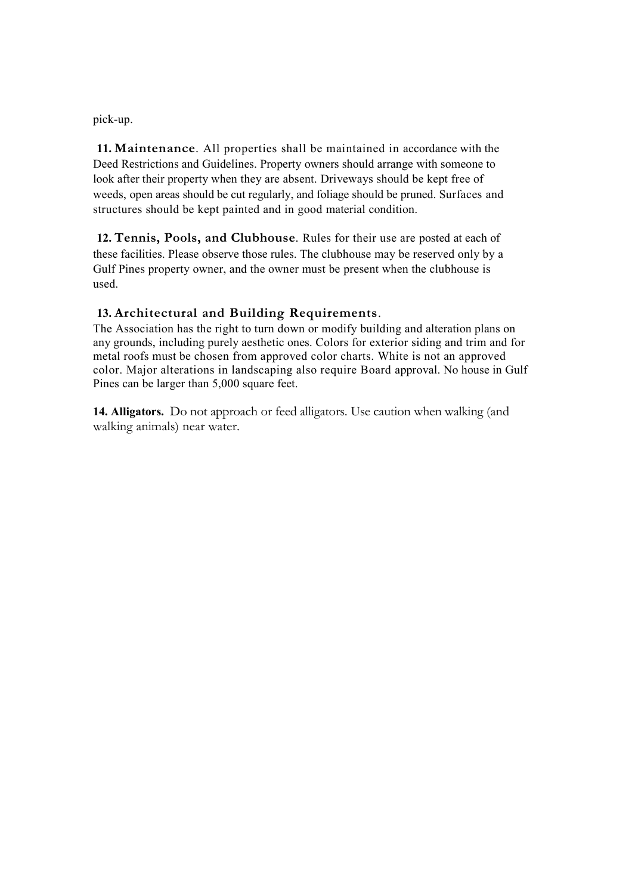pick-up.

**11. Maintenance**. All properties shall be maintained in accordance with the Deed Restrictions and Guidelines. Property owners should arrange with someone to look after their property when they are absent. Driveways should be kept free of weeds, open areas should be cut regularly, and foliage should be pruned. Surfaces and structures should be kept painted and in good material condition.

**12. Tennis, Pools, and Clubhouse**. Rules for their use are posted at each of these facilities. Please observe those rules. The clubhouse may be reserved only by a Gulf Pines property owner, and the owner must be present when the clubhouse is used.

**13. Architectural and Building Requirements**.
The Association has the right to turn down or modify building and alteration plans on any grounds, including purely aesthetic ones. Colors for exterior siding and trim and for metal roofs must be chosen from approved color charts. White is not an approved color. Major alterations in landscaping also require Board approval. No house in Gulf Pines can be larger than 5,000 square feet.

**14. Alligators.** Do not approach or feed alligators. Use caution when walking (and walking animals) near water.